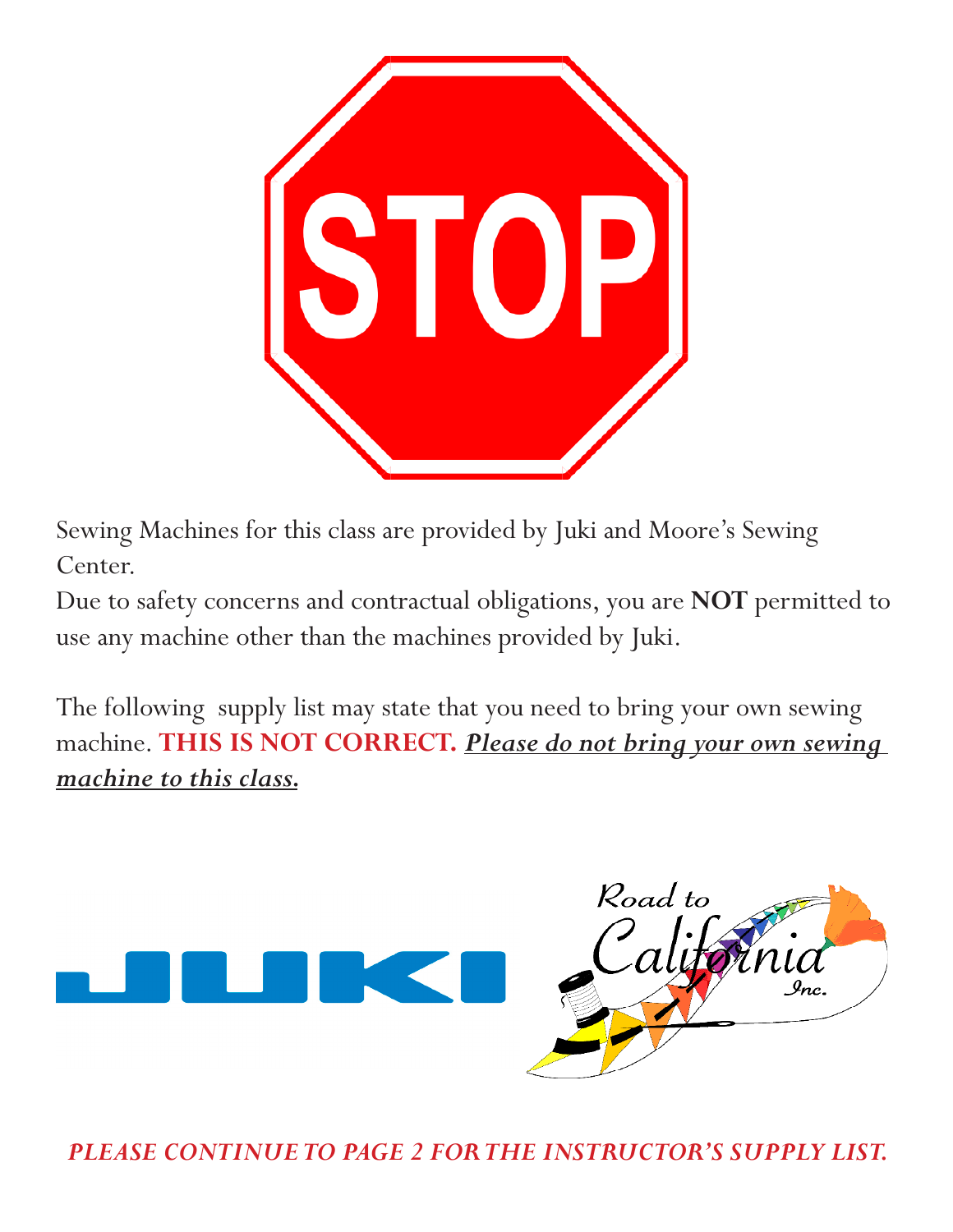STOP

Sewing Machines for this class are provided by Juki and Moore's Sewing Center.

Due to safety concerns and contractual obligations, you are **NOT** permitted to use any machine other than the machines provided by Juki.

The following supply list may state that you need to bring your own sewing machine. **THIS IS NOT CORRECT.** ***Please do not bring your own sewing machine to this class.***

***PLEASE CONTINUE TO PAGE 2 FOR THE INSTRUCTOR'S SUPPLY LIST.***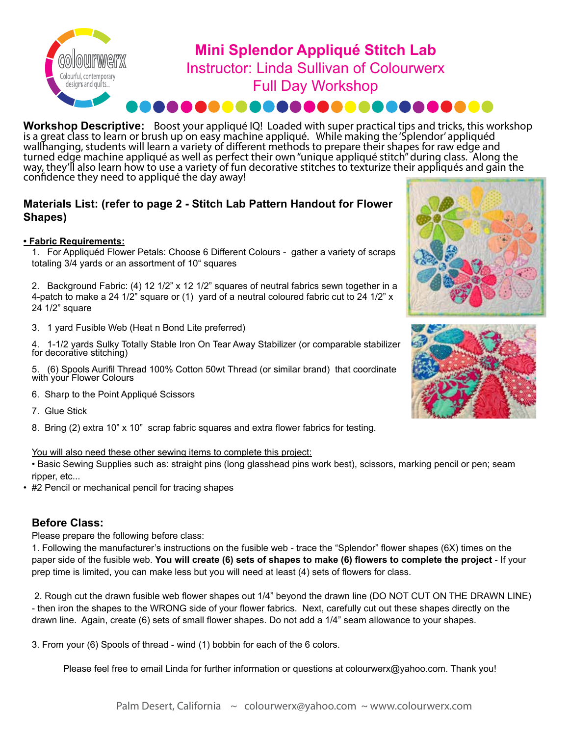# Mini Splendor Appliqué Stitch Lab

## Instructor: Linda Sullivan of Colourwerx

## Full Day Workshop

**Workshop Descriptive:** Boost your appliqué IQ! Loaded with super practical tips and tricks, this workshop is a great class to learn or brush up on easy machine appliqué. While making the 'Splendor' appliquéd wallhanging, students will learn a variety of different methods to prepare their shapes for raw edge and turned edge machine appliqué as well as perfect their own "unique appliqué stitch" during class. Along the way, they'll also learn how to use a variety of fun decorative stitches to texturize their appliqués and gain the confidence they need to appliqué the day away!

### Materials List: (refer to page 2 - Stitch Lab Pattern Handout for Flower Shapes)

**• Fabric Requirements:**

1. For Appliquéd Flower Petals: Choose 6 Different Colours - gather a variety of scraps totaling 3/4 yards or an assortment of 10" squares

2. Background Fabric: (4) 12 1/2" x 12 1/2" squares of neutral fabrics sewn together in a 4-patch to make a 24 1/2" square or (1) yard of a neutral coloured fabric cut to 24 1/2" x 24 1/2" square

3. 1 yard Fusible Web (Heat n Bond Lite preferred)

4. 1-1/2 yards Sulky Totally Stable Iron On Tear Away Stabilizer (or comparable stabilizer for decorative stitching)

5. (6) Spools Aurifil Thread 100% Cotton 50wt Thread (or similar brand) that coordinate with your Flower Colours

6. Sharp to the Point Appliqué Scissors

7. Glue Stick

8. Bring (2) extra 10" x 10" scrap fabric squares and extra flower fabrics for testing.

You will also need these other sewing items to complete this project:

- Basic Sewing Supplies such as: straight pins (long glasshead pins work best), scissors, marking pencil or pen; seam ripper, etc...
- #2 Pencil or mechanical pencil for tracing shapes

### Before Class:

Please prepare the following before class:

1. Following the manufacturer's instructions on the fusible web - trace the "Splendor" flower shapes (6X) times on the paper side of the fusible web. **You will create (6) sets of shapes to make (6) flowers to complete the project** - If your prep time is limited, you can make less but you will need at least (4) sets of flowers for class.

2. Rough cut the drawn fusible web flower shapes out 1/4" beyond the drawn line (DO NOT CUT ON THE DRAWN LINE) - then iron the shapes to the WRONG side of your flower fabrics. Next, carefully cut out these shapes directly on the drawn line. Again, create (6) sets of small flower shapes. Do not add a 1/4" seam allowance to your shapes.

3. From your (6) Spools of thread - wind (1) bobbin for each of the 6 colors.

Please feel free to email Linda for further information or questions at colourwerx@yahoo.com. Thank you!

Palm Desert, California ~ colourwerx@yahoo.com ~ www.colourwerx.com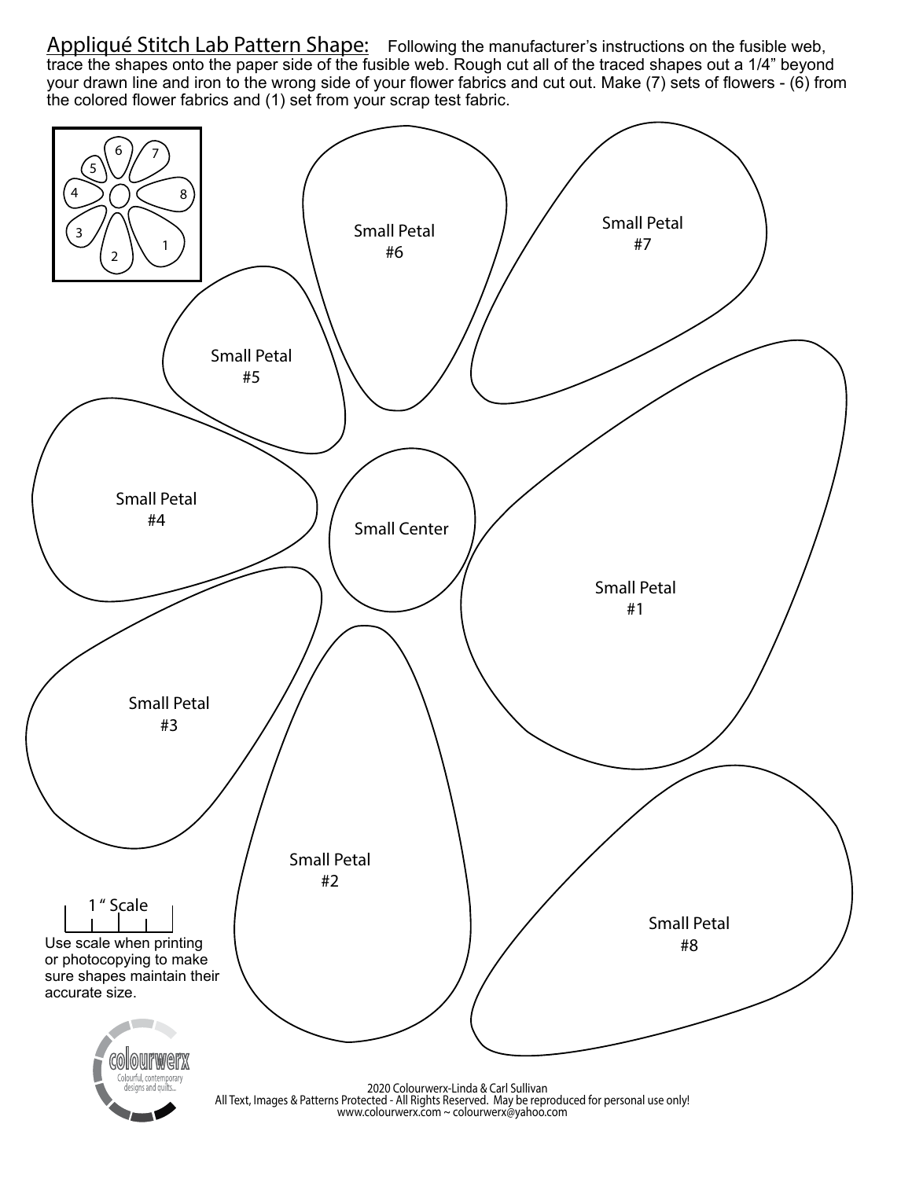## Appliqué Stitch Lab Pattern Shape:

Following the manufacturer's instructions on the fusible web, trace the shapes onto the paper side of the fusible web. Rough cut all of the traced shapes out a 1/4" beyond your drawn line and iron to the wrong side of your flower fabrics and cut out. Make (7) sets of flowers - (6) from the colored flower fabrics and (1) set from your scrap test fabric.

6 7 5 4 8 3 1 2

Small Petal #6

Small Petal #7

Small Petal #5

Small Petal #4

Small Center

Small Petal #1

Small Petal #3

Small Petal #2

Small Petal #8

1 " Scale

Use scale when printing or photocopying to make sure shapes maintain their accurate size.

colourwerx
Colourful, contemporary designs and quilts...

2020 Colourwerx-Linda & Carl Sullivan
All Text, Images & Patterns Protected - All Rights Reserved. May be reproduced for personal use only!
www.colourwerx.com ~ colourwerx@yahoo.com